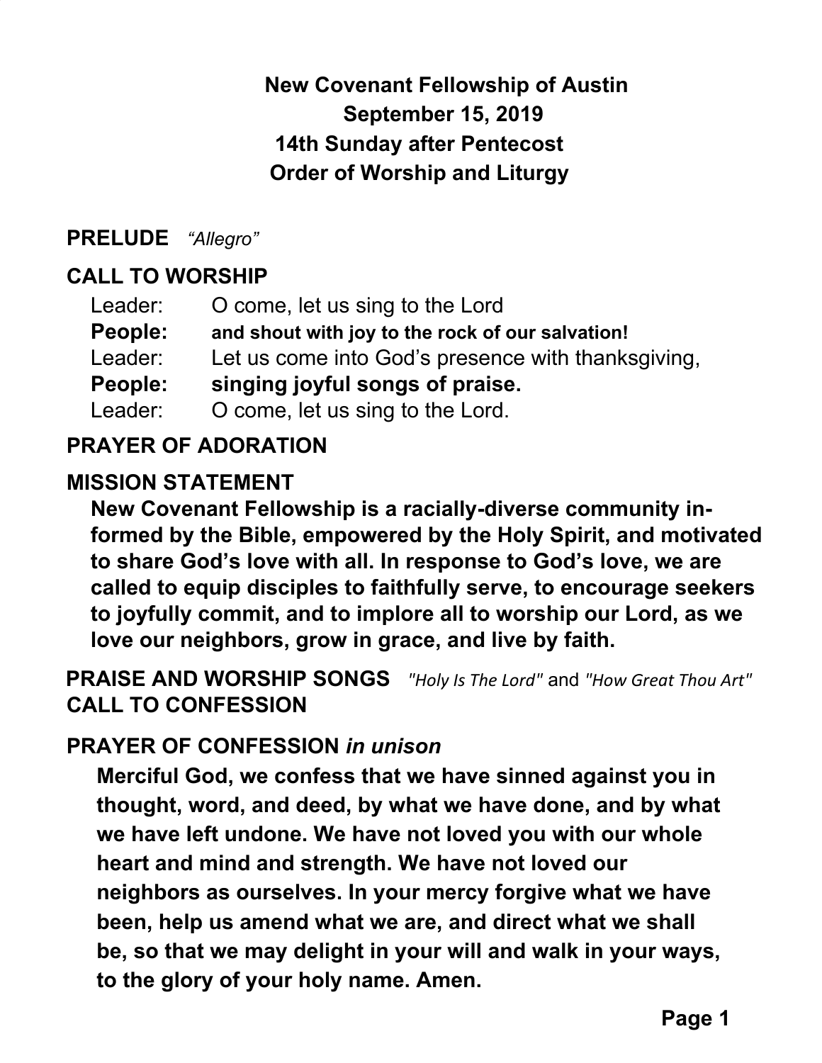# New Covenant Fellowship of Austin

**September 15, 2019**

**14th Sunday after Pentecost**

**Order of Worship and Liturgy**

**PRELUDE** *"Allegro"*

**CALL TO WORSHIP**

Leader: O come, let us sing to the Lord

**People: and shout with joy to the rock of our salvation!**

Leader: Let us come into God's presence with thanksgiving,

**People: singing joyful songs of praise.**

Leader: O come, let us sing to the Lord.

**PRAYER OF ADORATION**

**MISSION STATEMENT**

**New Covenant Fellowship is a racially-diverse community informed by the Bible, empowered by the Holy Spirit, and motivated to share God's love with all. In response to God's love, we are called to equip disciples to faithfully serve, to encourage seekers to joyfully commit, and to implore all to worship our Lord, as we love our neighbors, grow in grace, and live by faith.**

**PRAISE AND WORSHIP SONGS** *"Holy Is The Lord"* and *"How Great Thou Art"*

**CALL TO CONFESSION**

**PRAYER OF CONFESSION** ***in unison***

**Merciful God, we confess that we have sinned against you in thought, word, and deed, by what we have done, and by what we have left undone. We have not loved you with our whole heart and mind and strength. We have not loved our neighbors as ourselves. In your mercy forgive what we have been, help us amend what we are, and direct what we shall be, so that we may delight in your will and walk in your ways, to the glory of your holy name. Amen.**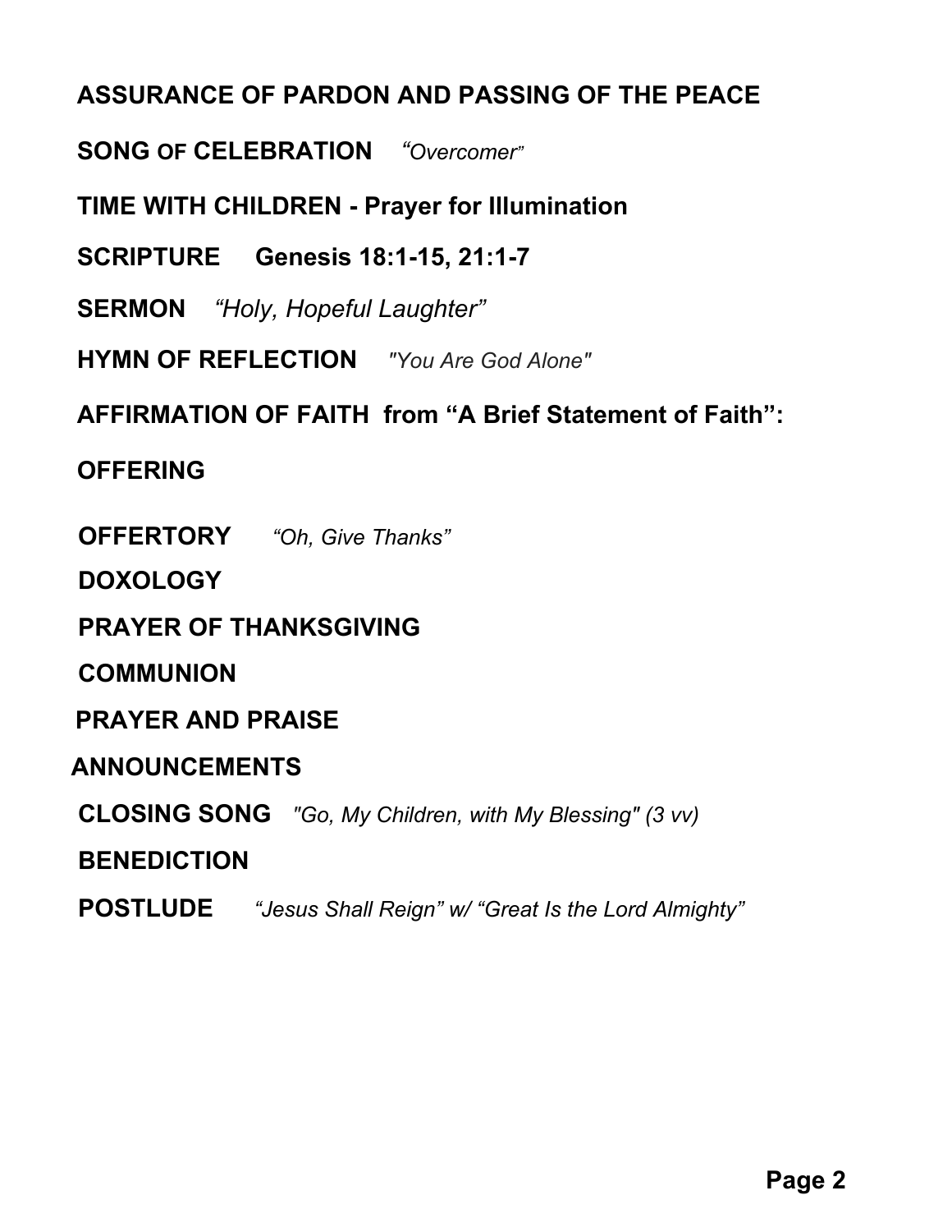**ASSURANCE OF PARDON AND PASSING OF THE PEACE**

**SONG OF CELEBRATION** *"Overcomer"*

**TIME WITH CHILDREN - Prayer for Illumination**

**SCRIPTURE Genesis 18:1-15, 21:1-7**

**SERMON** *"Holy, Hopeful Laughter"*

**HYMN OF REFLECTION** *"You Are God Alone"*

**AFFIRMATION OF FAITH from "A Brief Statement of Faith":**

**OFFERING**

**OFFERTORY** *"Oh, Give Thanks"*

**DOXOLOGY**

**PRAYER OF THANKSGIVING**

**COMMUNION**

**PRAYER AND PRAISE**

**ANNOUNCEMENTS**

**CLOSING SONG** *"Go, My Children, with My Blessing" (3 vv)*

**BENEDICTION**

**POSTLUDE** *"Jesus Shall Reign" w/ "Great Is the Lord Almighty"*